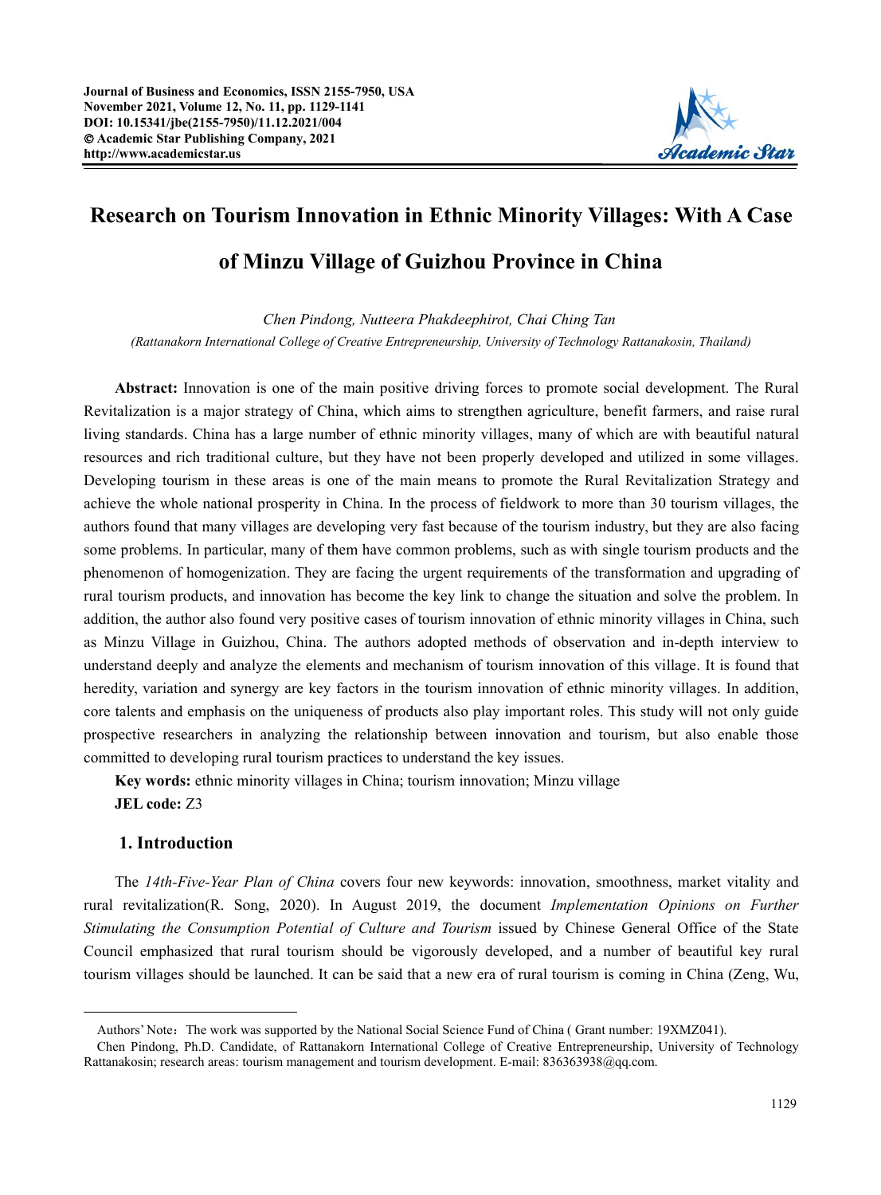# Research on Tourism Innovation in Ethnic Minority Villages: With A Case of Minzu Village of Guizhou Province in China

*Chen Pindong, Nutteera Phakdeephirot, Chai Ching Tan*

*(Rattanakorn International College of Creative Entrepreneurship, University of Technology Rattanakosin, Thailand)*

**Abstract:** Innovation is one of the main positive driving forces to promote social development. The Rural Revitalization is a major strategy of China, which aims to strengthen agriculture, benefit farmers, and raise rural living standards. China has a large number of ethnic minority villages, many of which are with beautiful natural resources and rich traditional culture, but they have not been properly developed and utilized in some villages. Developing tourism in these areas is one of the main means to promote the Rural Revitalization Strategy and achieve the whole national prosperity in China. In the process of fieldwork to more than 30 tourism villages, the authors found that many villages are developing very fast because of the tourism industry, but they are also facing some problems. In particular, many of them have common problems, such as with single tourism products and the phenomenon of homogenization. They are facing the urgent requirements of the transformation and upgrading of rural tourism products, and innovation has become the key link to change the situation and solve the problem. In addition, the author also found very positive cases of tourism innovation of ethnic minority villages in China, such as Minzu Village in Guizhou, China. The authors adopted methods of observation and in-depth interview to understand deeply and analyze the elements and mechanism of tourism innovation of this village. It is found that heredity, variation and synergy are key factors in the tourism innovation of ethnic minority villages. In addition, core talents and emphasis on the uniqueness of products also play important roles. This study will not only guide prospective researchers in analyzing the relationship between innovation and tourism, but also enable those committed to developing rural tourism practices to understand the key issues.

**Key words:** ethnic minority villages in China; tourism innovation; Minzu village

**JEL code:** Z3

## 1. Introduction

The *14th-Five-Year Plan of China* covers four new keywords: innovation, smoothness, market vitality and rural revitalization(R. Song, 2020). In August 2019, the document *Implementation Opinions on Further Stimulating the Consumption Potential of Culture and Tourism* issued by Chinese General Office of the State Council emphasized that rural tourism should be vigorously developed, and a number of beautiful key rural tourism villages should be launched. It can be said that a new era of rural tourism is coming in China (Zeng, Wu,

---

Authors' Note：The work was supported by the National Social Science Fund of China ( Grant number: 19XMZ041).

Chen Pindong, Ph.D. Candidate, of Rattanakorn International College of Creative Entrepreneurship, University of Technology Rattanakosin; research areas: tourism management and tourism development. E-mail: 836363938@qq.com.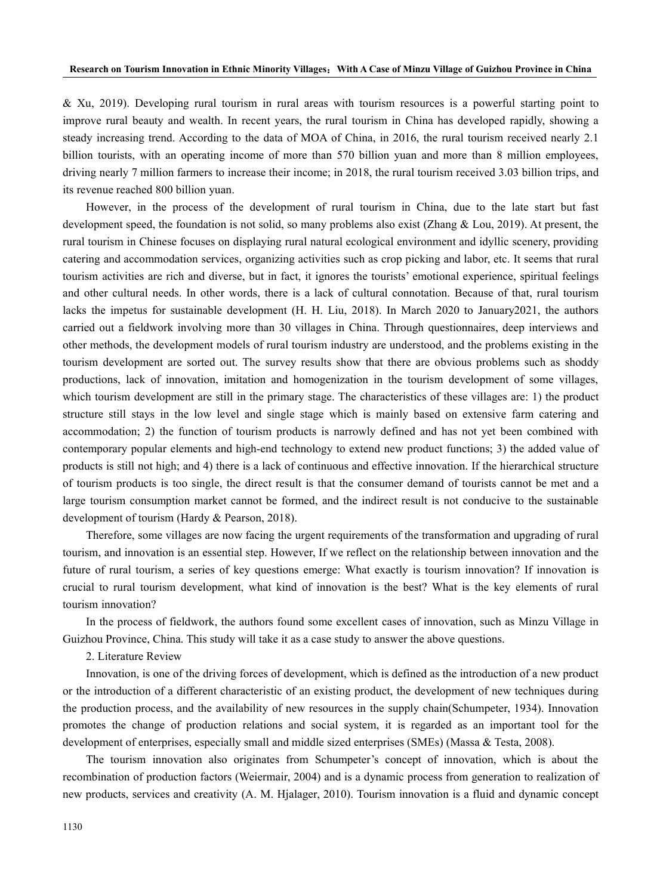& Xu, 2019). Developing rural tourism in rural areas with tourism resources is a powerful starting point to improve rural beauty and wealth. In recent years, the rural tourism in China has developed rapidly, showing a steady increasing trend. According to the data of MOA of China, in 2016, the rural tourism received nearly 2.1 billion tourists, with an operating income of more than 570 billion yuan and more than 8 million employees, driving nearly 7 million farmers to increase their income; in 2018, the rural tourism received 3.03 billion trips, and its revenue reached 800 billion yuan.

However, in the process of the development of rural tourism in China, due to the late start but fast development speed, the foundation is not solid, so many problems also exist (Zhang & Lou, 2019). At present, the rural tourism in Chinese focuses on displaying rural natural ecological environment and idyllic scenery, providing catering and accommodation services, organizing activities such as crop picking and labor, etc. It seems that rural tourism activities are rich and diverse, but in fact, it ignores the tourists' emotional experience, spiritual feelings and other cultural needs. In other words, there is a lack of cultural connotation. Because of that, rural tourism lacks the impetus for sustainable development (H. H. Liu, 2018). In March 2020 to January2021, the authors carried out a fieldwork involving more than 30 villages in China. Through questionnaires, deep interviews and other methods, the development models of rural tourism industry are understood, and the problems existing in the tourism development are sorted out. The survey results show that there are obvious problems such as shoddy productions, lack of innovation, imitation and homogenization in the tourism development of some villages, which tourism development are still in the primary stage. The characteristics of these villages are: 1) the product structure still stays in the low level and single stage which is mainly based on extensive farm catering and accommodation; 2) the function of tourism products is narrowly defined and has not yet been combined with contemporary popular elements and high-end technology to extend new product functions; 3) the added value of products is still not high; and 4) there is a lack of continuous and effective innovation. If the hierarchical structure of tourism products is too single, the direct result is that the consumer demand of tourists cannot be met and a large tourism consumption market cannot be formed, and the indirect result is not conducive to the sustainable development of tourism (Hardy & Pearson, 2018).

Therefore, some villages are now facing the urgent requirements of the transformation and upgrading of rural tourism, and innovation is an essential step. However, If we reflect on the relationship between innovation and the future of rural tourism, a series of key questions emerge: What exactly is tourism innovation? If innovation is crucial to rural tourism development, what kind of innovation is the best? What is the key elements of rural tourism innovation?

In the process of fieldwork, the authors found some excellent cases of innovation, such as Minzu Village in Guizhou Province, China. This study will take it as a case study to answer the above questions.

## 2. Literature Review

Innovation, is one of the driving forces of development, which is defined as the introduction of a new product or the introduction of a different characteristic of an existing product, the development of new techniques during the production process, and the availability of new resources in the supply chain(Schumpeter, 1934). Innovation promotes the change of production relations and social system, it is regarded as an important tool for the development of enterprises, especially small and middle sized enterprises (SMEs) (Massa & Testa, 2008).

The tourism innovation also originates from Schumpeter's concept of innovation, which is about the recombination of production factors (Weiermair, 2004) and is a dynamic process from generation to realization of new products, services and creativity (A. M. Hjalager, 2010). Tourism innovation is a fluid and dynamic concept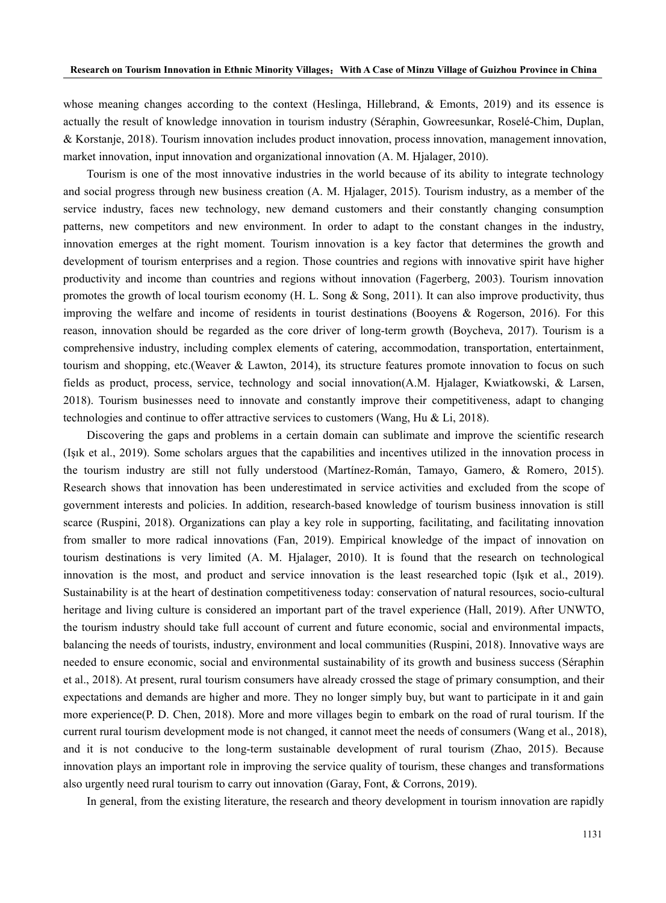whose meaning changes according to the context (Heslinga, Hillebrand, & Emonts, 2019) and its essence is actually the result of knowledge innovation in tourism industry (Séraphin, Gowreesunkar, Roselé-Chim, Duplan, & Korstanje, 2018). Tourism innovation includes product innovation, process innovation, management innovation, market innovation, input innovation and organizational innovation (A. M. Hjalager, 2010).

Tourism is one of the most innovative industries in the world because of its ability to integrate technology and social progress through new business creation (A. M. Hjalager, 2015). Tourism industry, as a member of the service industry, faces new technology, new demand customers and their constantly changing consumption patterns, new competitors and new environment. In order to adapt to the constant changes in the industry, innovation emerges at the right moment. Tourism innovation is a key factor that determines the growth and development of tourism enterprises and a region. Those countries and regions with innovative spirit have higher productivity and income than countries and regions without innovation (Fagerberg, 2003). Tourism innovation promotes the growth of local tourism economy (H. L. Song & Song, 2011). It can also improve productivity, thus improving the welfare and income of residents in tourist destinations (Booyens & Rogerson, 2016). For this reason, innovation should be regarded as the core driver of long-term growth (Boycheva, 2017). Tourism is a comprehensive industry, including complex elements of catering, accommodation, transportation, entertainment, tourism and shopping, etc.(Weaver & Lawton, 2014), its structure features promote innovation to focus on such fields as product, process, service, technology and social innovation(A.M. Hjalager, Kwiatkowski, & Larsen, 2018). Tourism businesses need to innovate and constantly improve their competitiveness, adapt to changing technologies and continue to offer attractive services to customers (Wang, Hu & Li, 2018).

Discovering the gaps and problems in a certain domain can sublimate and improve the scientific research (Işık et al., 2019). Some scholars argues that the capabilities and incentives utilized in the innovation process in the tourism industry are still not fully understood (Martínez-Román, Tamayo, Gamero, & Romero, 2015). Research shows that innovation has been underestimated in service activities and excluded from the scope of government interests and policies. In addition, research-based knowledge of tourism business innovation is still scarce (Ruspini, 2018). Organizations can play a key role in supporting, facilitating, and facilitating innovation from smaller to more radical innovations (Fan, 2019). Empirical knowledge of the impact of innovation on tourism destinations is very limited (A. M. Hjalager, 2010). It is found that the research on technological innovation is the most, and product and service innovation is the least researched topic (Işık et al., 2019). Sustainability is at the heart of destination competitiveness today: conservation of natural resources, socio-cultural heritage and living culture is considered an important part of the travel experience (Hall, 2019). After UNWTO, the tourism industry should take full account of current and future economic, social and environmental impacts, balancing the needs of tourists, industry, environment and local communities (Ruspini, 2018). Innovative ways are needed to ensure economic, social and environmental sustainability of its growth and business success (Séraphin et al., 2018). At present, rural tourism consumers have already crossed the stage of primary consumption, and their expectations and demands are higher and more. They no longer simply buy, but want to participate in it and gain more experience(P. D. Chen, 2018). More and more villages begin to embark on the road of rural tourism. If the current rural tourism development mode is not changed, it cannot meet the needs of consumers (Wang et al., 2018), and it is not conducive to the long-term sustainable development of rural tourism (Zhao, 2015). Because innovation plays an important role in improving the service quality of tourism, these changes and transformations also urgently need rural tourism to carry out innovation (Garay, Font, & Corrons, 2019).

In general, from the existing literature, the research and theory development in tourism innovation are rapidly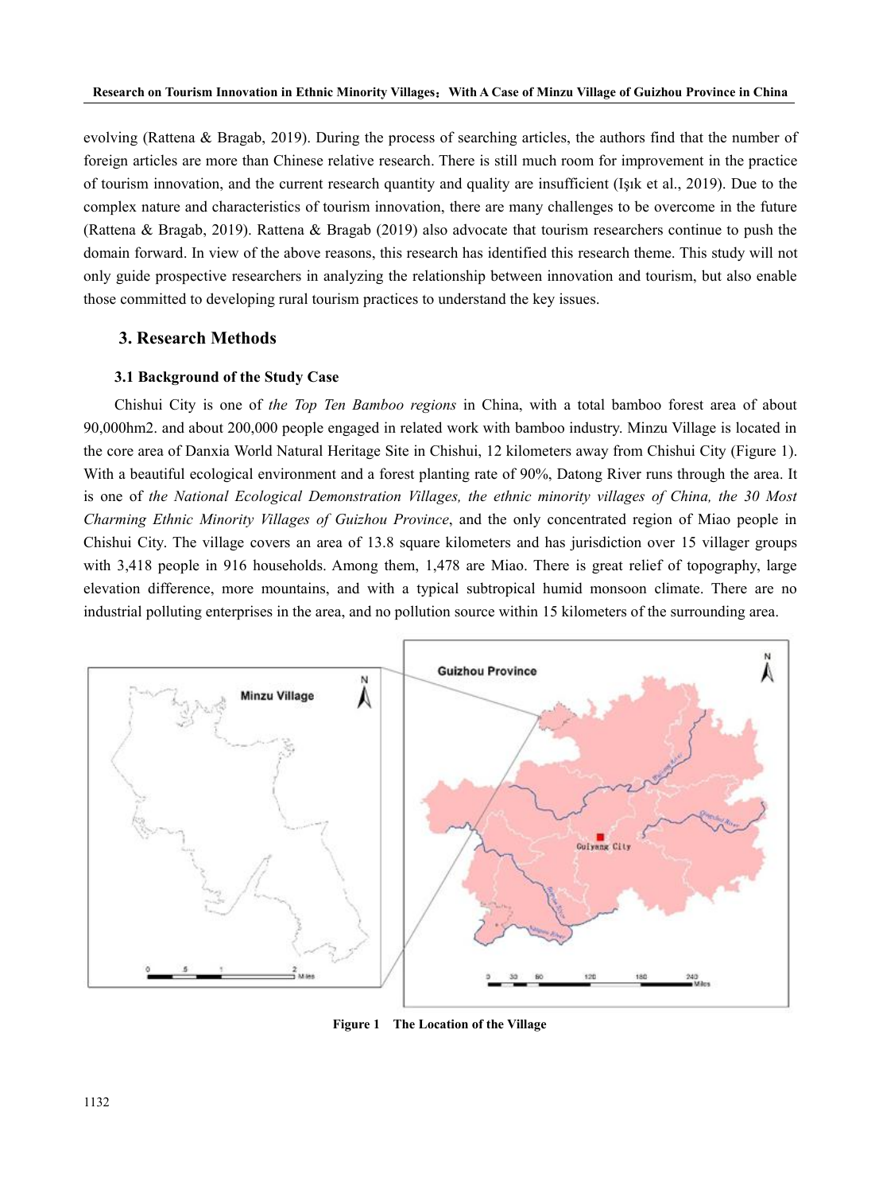evolving (Rattena & Bragab, 2019). During the process of searching articles, the authors find that the number of foreign articles are more than Chinese relative research. There is still much room for improvement in the practice of tourism innovation, and the current research quantity and quality are insufficient (Işık et al., 2019). Due to the complex nature and characteristics of tourism innovation, there are many challenges to be overcome in the future (Rattena & Bragab, 2019). Rattena & Bragab (2019) also advocate that tourism researchers continue to push the domain forward. In view of the above reasons, this research has identified this research theme. This study will not only guide prospective researchers in analyzing the relationship between innovation and tourism, but also enable those committed to developing rural tourism practices to understand the key issues.

## 3. Research Methods

### 3.1 Background of the Study Case

Chishui City is one of *the Top Ten Bamboo regions* in China, with a total bamboo forest area of about 90,000hm2. and about 200,000 people engaged in related work with bamboo industry. Minzu Village is located in the core area of Danxia World Natural Heritage Site in Chishui, 12 kilometers away from Chishui City (Figure 1). With a beautiful ecological environment and a forest planting rate of 90%, Datong River runs through the area. It is one of *the National Ecological Demonstration Villages, the ethnic minority villages of China, the 30 Most Charming Ethnic Minority Villages of Guizhou Province*, and the only concentrated region of Miao people in Chishui City. The village covers an area of 13.8 square kilometers and has jurisdiction over 15 villager groups with 3,418 people in 916 households. Among them, 1,478 are Miao. There is great relief of topography, large elevation difference, more mountains, and with a typical subtropical humid monsoon climate. There are no industrial polluting enterprises in the area, and no pollution source within 15 kilometers of the surrounding area.

**Figure 1 The Location of the Village**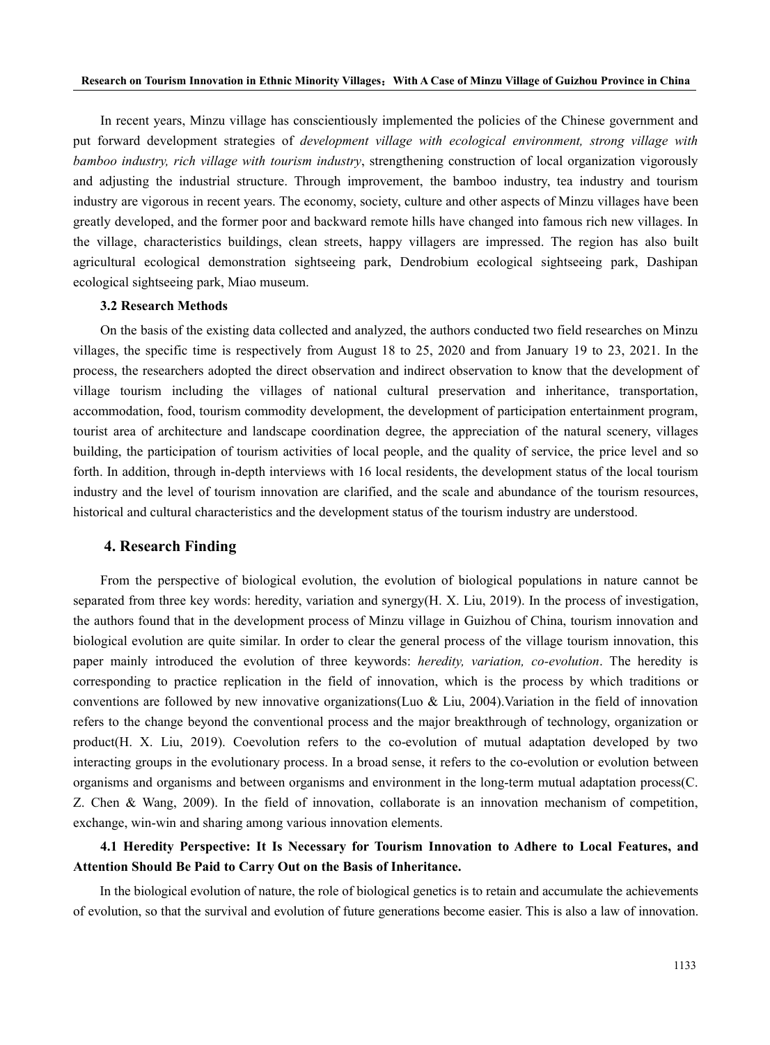In recent years, Minzu village has conscientiously implemented the policies of the Chinese government and put forward development strategies of *development village with ecological environment, strong village with bamboo industry, rich village with tourism industry*, strengthening construction of local organization vigorously and adjusting the industrial structure. Through improvement, the bamboo industry, tea industry and tourism industry are vigorous in recent years. The economy, society, culture and other aspects of Minzu villages have been greatly developed, and the former poor and backward remote hills have changed into famous rich new villages. In the village, characteristics buildings, clean streets, happy villagers are impressed. The region has also built agricultural ecological demonstration sightseeing park, Dendrobium ecological sightseeing park, Dashipan ecological sightseeing park, Miao museum.

### 3.2 Research Methods

On the basis of the existing data collected and analyzed, the authors conducted two field researches on Minzu villages, the specific time is respectively from August 18 to 25, 2020 and from January 19 to 23, 2021. In the process, the researchers adopted the direct observation and indirect observation to know that the development of village tourism including the villages of national cultural preservation and inheritance, transportation, accommodation, food, tourism commodity development, the development of participation entertainment program, tourist area of architecture and landscape coordination degree, the appreciation of the natural scenery, villages building, the participation of tourism activities of local people, and the quality of service, the price level and so forth. In addition, through in-depth interviews with 16 local residents, the development status of the local tourism industry and the level of tourism innovation are clarified, and the scale and abundance of the tourism resources, historical and cultural characteristics and the development status of the tourism industry are understood.

## 4. Research Finding

From the perspective of biological evolution, the evolution of biological populations in nature cannot be separated from three key words: heredity, variation and synergy(H. X. Liu, 2019). In the process of investigation, the authors found that in the development process of Minzu village in Guizhou of China, tourism innovation and biological evolution are quite similar. In order to clear the general process of the village tourism innovation, this paper mainly introduced the evolution of three keywords: *heredity, variation, co-evolution*. The heredity is corresponding to practice replication in the field of innovation, which is the process by which traditions or conventions are followed by new innovative organizations(Luo & Liu, 2004).Variation in the field of innovation refers to the change beyond the conventional process and the major breakthrough of technology, organization or product(H. X. Liu, 2019). Coevolution refers to the co-evolution of mutual adaptation developed by two interacting groups in the evolutionary process. In a broad sense, it refers to the co-evolution or evolution between organisms and organisms and between organisms and environment in the long-term mutual adaptation process(C. Z. Chen & Wang, 2009). In the field of innovation, collaborate is an innovation mechanism of competition, exchange, win-win and sharing among various innovation elements.

### 4.1 Heredity Perspective: It Is Necessary for Tourism Innovation to Adhere to Local Features, and Attention Should Be Paid to Carry Out on the Basis of Inheritance.

In the biological evolution of nature, the role of biological genetics is to retain and accumulate the achievements of evolution, so that the survival and evolution of future generations become easier. This is also a law of innovation.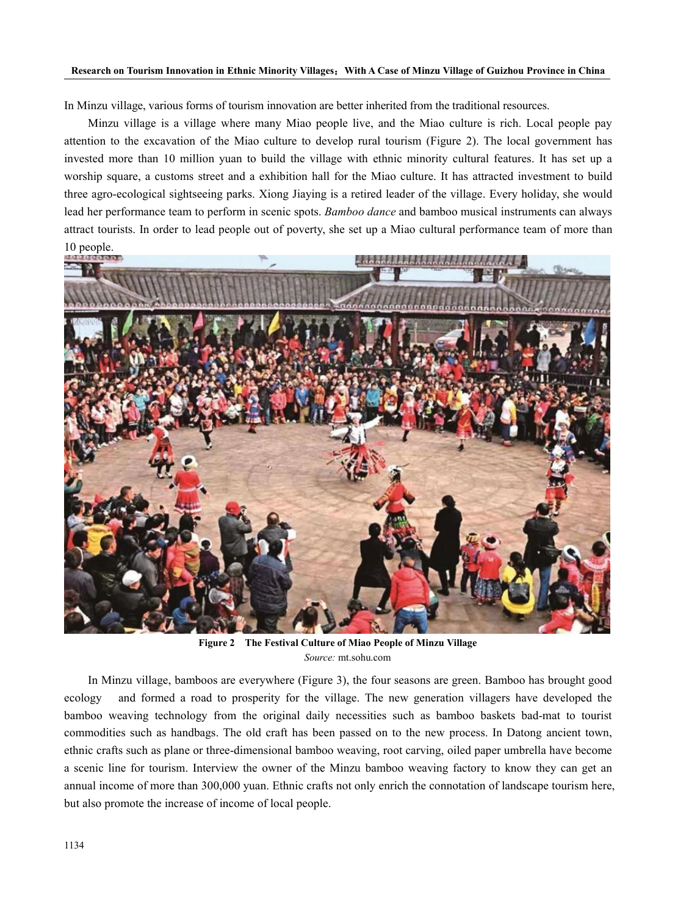In Minzu village, various forms of tourism innovation are better inherited from the traditional resources.

Minzu village is a village where many Miao people live, and the Miao culture is rich. Local people pay attention to the excavation of the Miao culture to develop rural tourism (Figure 2). The local government has invested more than 10 million yuan to build the village with ethnic minority cultural features. It has set up a worship square, a customs street and a exhibition hall for the Miao culture. It has attracted investment to build three agro-ecological sightseeing parks. Xiong Jiaying is a retired leader of the village. Every holiday, she would lead her performance team to perform in scenic spots. *Bamboo dance* and bamboo musical instruments can always attract tourists. In order to lead people out of poverty, she set up a Miao cultural performance team of more than 10 people.

**Figure 2 The Festival Culture of Miao People of Minzu Village**

*Source:* mt.sohu.com

In Minzu village, bamboos are everywhere (Figure 3), the four seasons are green. Bamboo has brought good ecology and formed a road to prosperity for the village. The new generation villagers have developed the bamboo weaving technology from the original daily necessities such as bamboo baskets bad-mat to tourist commodities such as handbags. The old craft has been passed on to the new process. In Datong ancient town, ethnic crafts such as plane or three-dimensional bamboo weaving, root carving, oiled paper umbrella have become a scenic line for tourism. Interview the owner of the Minzu bamboo weaving factory to know they can get an annual income of more than 300,000 yuan. Ethnic crafts not only enrich the connotation of landscape tourism here, but also promote the increase of income of local people.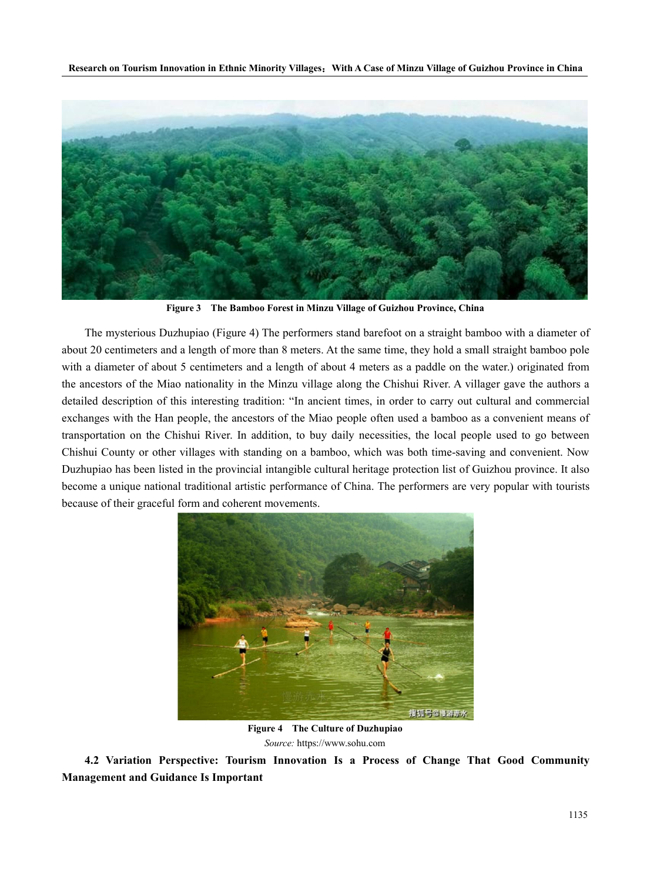Figure 3 The Bamboo Forest in Minzu Village of Guizhou Province, China

The mysterious Duzhupiao (Figure 4) The performers stand barefoot on a straight bamboo with a diameter of about 20 centimeters and a length of more than 8 meters. At the same time, they hold a small straight bamboo pole with a diameter of about 5 centimeters and a length of about 4 meters as a paddle on the water.) originated from the ancestors of the Miao nationality in the Minzu village along the Chishui River. A villager gave the authors a detailed description of this interesting tradition: "In ancient times, in order to carry out cultural and commercial exchanges with the Han people, the ancestors of the Miao people often used a bamboo as a convenient means of transportation on the Chishui River. In addition, to buy daily necessities, the local people used to go between Chishui County or other villages with standing on a bamboo, which was both time-saving and convenient. Now Duzhupiao has been listed in the provincial intangible cultural heritage protection list of Guizhou province. It also become a unique national traditional artistic performance of China. The performers are very popular with tourists because of their graceful form and coherent movements.

Figure 4 The Culture of Duzhupiao

*Source:* https://www.sohu.com

**4.2 Variation Perspective: Tourism Innovation Is a Process of Change That Good Community Management and Guidance Is Important**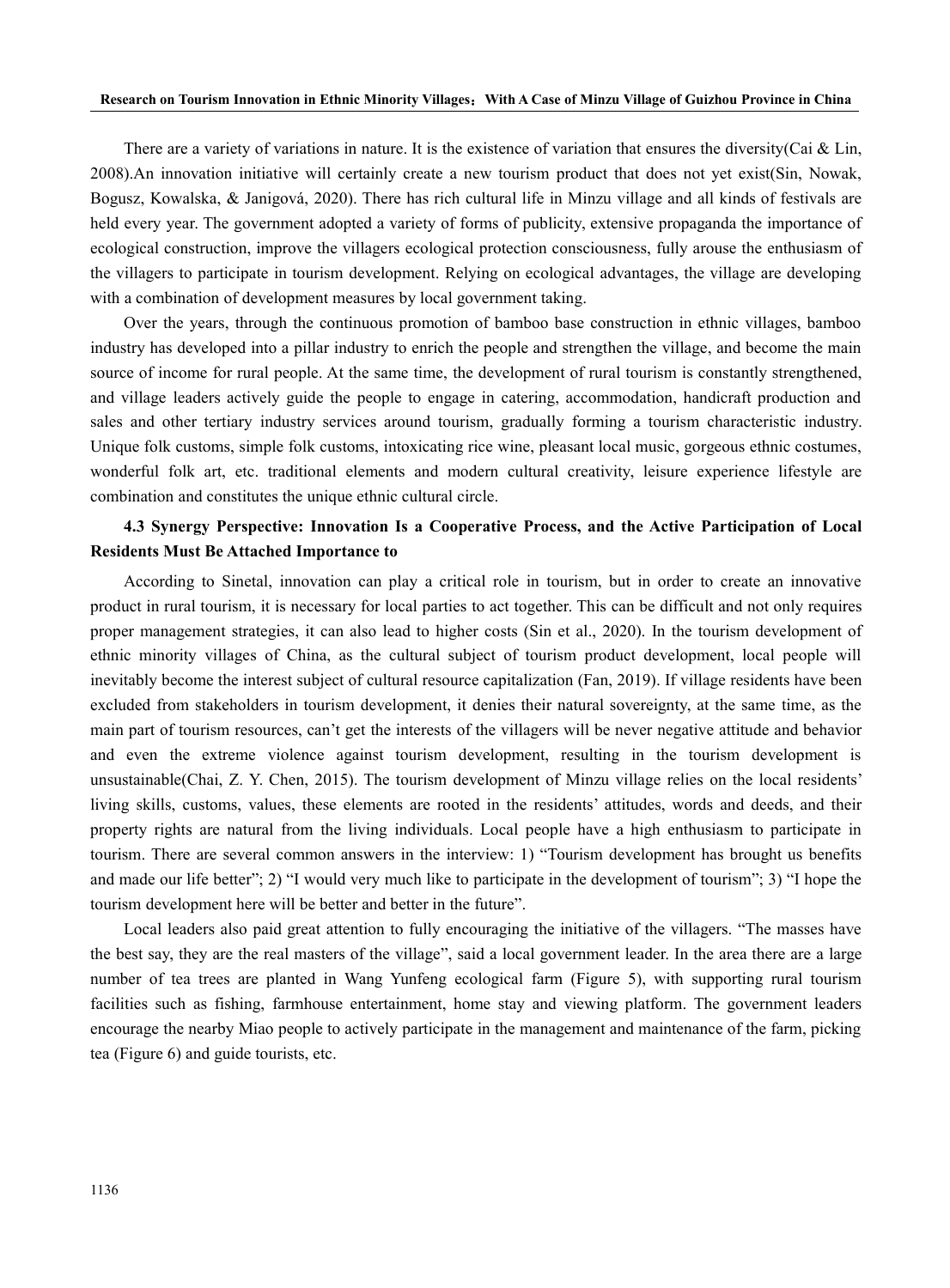There are a variety of variations in nature. It is the existence of variation that ensures the diversity(Cai & Lin, 2008).An innovation initiative will certainly create a new tourism product that does not yet exist(Sin, Nowak, Bogusz, Kowalska, & Janigová, 2020). There has rich cultural life in Minzu village and all kinds of festivals are held every year. The government adopted a variety of forms of publicity, extensive propaganda the importance of ecological construction, improve the villagers ecological protection consciousness, fully arouse the enthusiasm of the villagers to participate in tourism development. Relying on ecological advantages, the village are developing with a combination of development measures by local government taking.

Over the years, through the continuous promotion of bamboo base construction in ethnic villages, bamboo industry has developed into a pillar industry to enrich the people and strengthen the village, and become the main source of income for rural people. At the same time, the development of rural tourism is constantly strengthened, and village leaders actively guide the people to engage in catering, accommodation, handicraft production and sales and other tertiary industry services around tourism, gradually forming a tourism characteristic industry. Unique folk customs, simple folk customs, intoxicating rice wine, pleasant local music, gorgeous ethnic costumes, wonderful folk art, etc. traditional elements and modern cultural creativity, leisure experience lifestyle are combination and constitutes the unique ethnic cultural circle.

### 4.3 Synergy Perspective: Innovation Is a Cooperative Process, and the Active Participation of Local Residents Must Be Attached Importance to

According to Sinetal, innovation can play a critical role in tourism, but in order to create an innovative product in rural tourism, it is necessary for local parties to act together. This can be difficult and not only requires proper management strategies, it can also lead to higher costs (Sin et al., 2020). In the tourism development of ethnic minority villages of China, as the cultural subject of tourism product development, local people will inevitably become the interest subject of cultural resource capitalization (Fan, 2019). If village residents have been excluded from stakeholders in tourism development, it denies their natural sovereignty, at the same time, as the main part of tourism resources, can't get the interests of the villagers will be never negative attitude and behavior and even the extreme violence against tourism development, resulting in the tourism development is unsustainable(Chai, Z. Y. Chen, 2015). The tourism development of Minzu village relies on the local residents' living skills, customs, values, these elements are rooted in the residents' attitudes, words and deeds, and their property rights are natural from the living individuals. Local people have a high enthusiasm to participate in tourism. There are several common answers in the interview: 1) "Tourism development has brought us benefits and made our life better"; 2) "I would very much like to participate in the development of tourism"; 3) "I hope the tourism development here will be better and better in the future".

Local leaders also paid great attention to fully encouraging the initiative of the villagers. "The masses have the best say, they are the real masters of the village", said a local government leader. In the area there are a large number of tea trees are planted in Wang Yunfeng ecological farm (Figure 5), with supporting rural tourism facilities such as fishing, farmhouse entertainment, home stay and viewing platform. The government leaders encourage the nearby Miao people to actively participate in the management and maintenance of the farm, picking tea (Figure 6) and guide tourists, etc.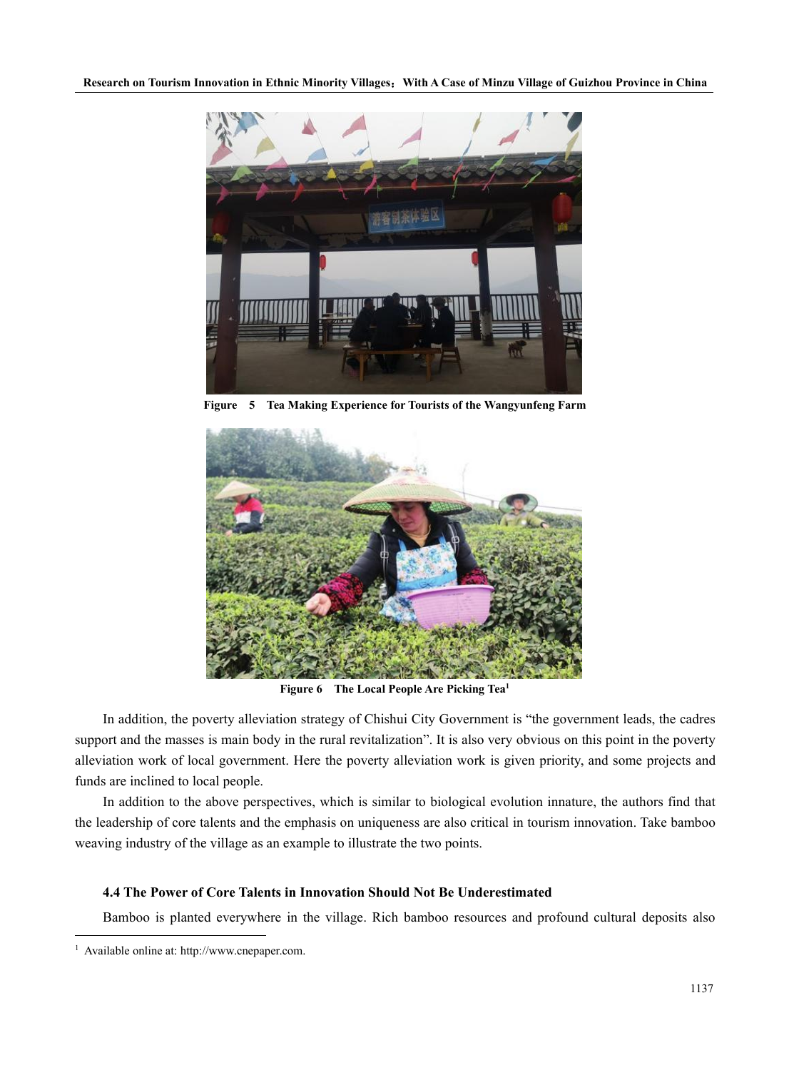Figure 5 Tea Making Experience for Tourists of the Wangyunfeng Farm

Figure 6 The Local People Are Picking Tea[1]

In addition, the poverty alleviation strategy of Chishui City Government is "the government leads, the cadres support and the masses is main body in the rural revitalization". It is also very obvious on this point in the poverty alleviation work of local government. Here the poverty alleviation work is given priority, and some projects and funds are inclined to local people.

In addition to the above perspectives, which is similar to biological evolution innature, the authors find that the leadership of core talents and the emphasis on uniqueness are also critical in tourism innovation. Take bamboo weaving industry of the village as an example to illustrate the two points.

### 4.4 The Power of Core Talents in Innovation Should Not Be Underestimated

Bamboo is planted everywhere in the village. Rich bamboo resources and profound cultural deposits also

[1] Available online at: http://www.cnepaper.com.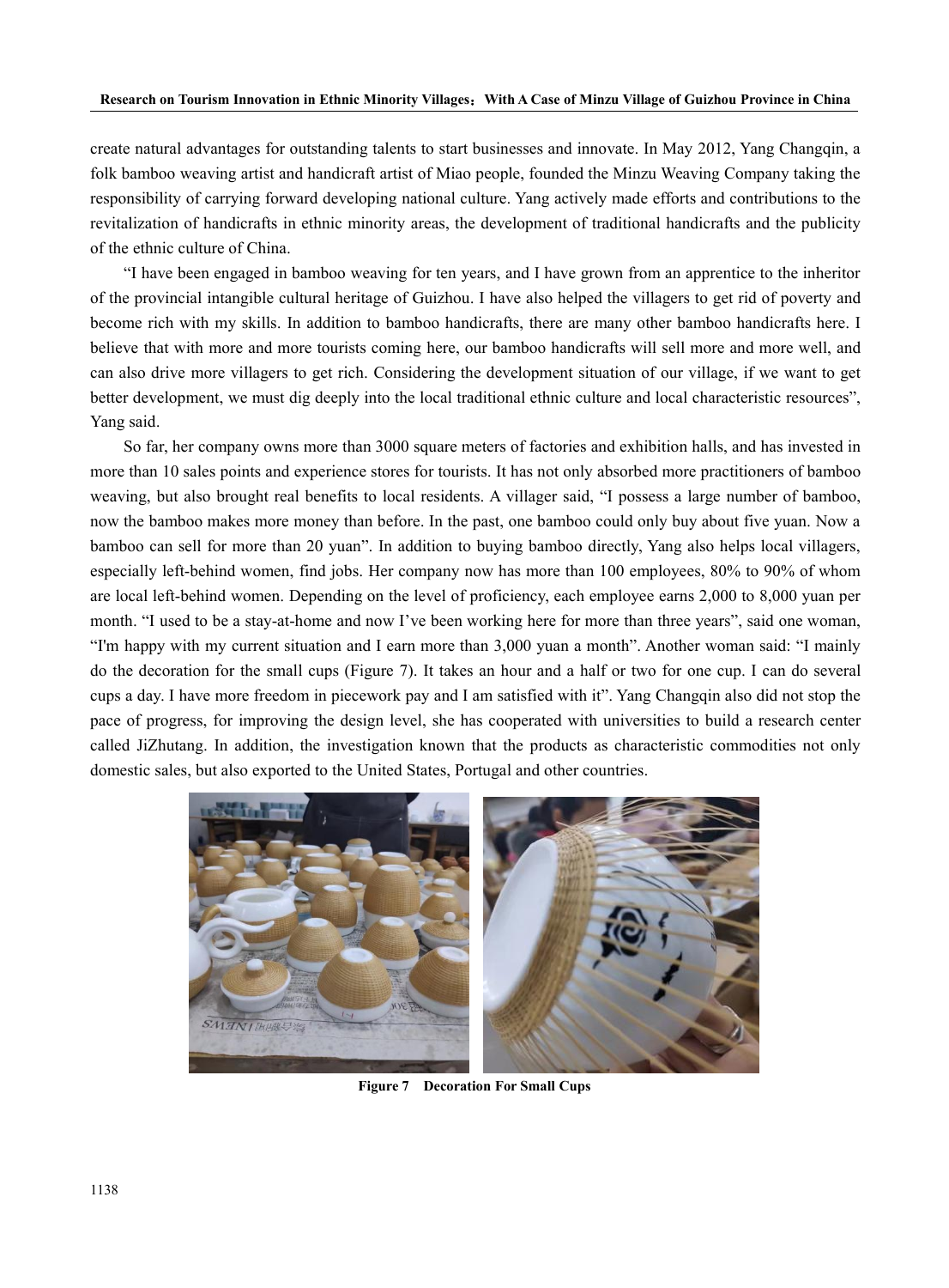create natural advantages for outstanding talents to start businesses and innovate. In May 2012, Yang Changqin, a folk bamboo weaving artist and handicraft artist of Miao people, founded the Minzu Weaving Company taking the responsibility of carrying forward developing national culture. Yang actively made efforts and contributions to the revitalization of handicrafts in ethnic minority areas, the development of traditional handicrafts and the publicity of the ethnic culture of China.

"I have been engaged in bamboo weaving for ten years, and I have grown from an apprentice to the inheritor of the provincial intangible cultural heritage of Guizhou. I have also helped the villagers to get rid of poverty and become rich with my skills. In addition to bamboo handicrafts, there are many other bamboo handicrafts here. I believe that with more and more tourists coming here, our bamboo handicrafts will sell more and more well, and can also drive more villagers to get rich. Considering the development situation of our village, if we want to get better development, we must dig deeply into the local traditional ethnic culture and local characteristic resources", Yang said.

So far, her company owns more than 3000 square meters of factories and exhibition halls, and has invested in more than 10 sales points and experience stores for tourists. It has not only absorbed more practitioners of bamboo weaving, but also brought real benefits to local residents. A villager said, "I possess a large number of bamboo, now the bamboo makes more money than before. In the past, one bamboo could only buy about five yuan. Now a bamboo can sell for more than 20 yuan". In addition to buying bamboo directly, Yang also helps local villagers, especially left-behind women, find jobs. Her company now has more than 100 employees, 80% to 90% of whom are local left-behind women. Depending on the level of proficiency, each employee earns 2,000 to 8,000 yuan per month. "I used to be a stay-at-home and now I've been working here for more than three years", said one woman, "I'm happy with my current situation and I earn more than 3,000 yuan a month". Another woman said: "I mainly do the decoration for the small cups (Figure 7). It takes an hour and a half or two for one cup. I can do several cups a day. I have more freedom in piecework pay and I am satisfied with it". Yang Changqin also did not stop the pace of progress, for improving the design level, she has cooperated with universities to build a research center called JiZhutang. In addition, the investigation known that the products as characteristic commodities not only domestic sales, but also exported to the United States, Portugal and other countries.

**Figure 7 Decoration For Small Cups**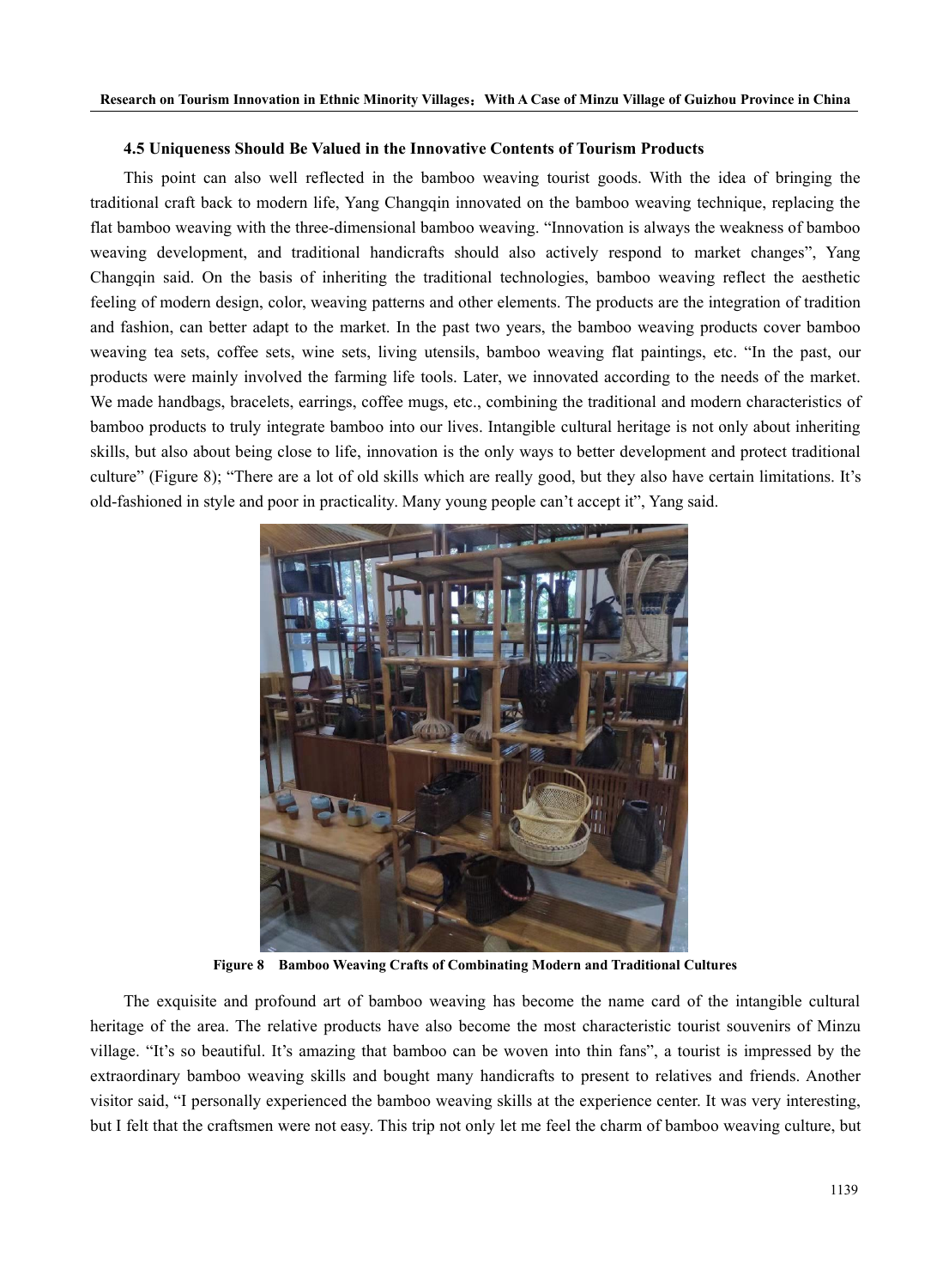### 4.5 Uniqueness Should Be Valued in the Innovative Contents of Tourism Products

This point can also well reflected in the bamboo weaving tourist goods. With the idea of bringing the traditional craft back to modern life, Yang Changqin innovated on the bamboo weaving technique, replacing the flat bamboo weaving with the three-dimensional bamboo weaving. "Innovation is always the weakness of bamboo weaving development, and traditional handicrafts should also actively respond to market changes", Yang Changqin said. On the basis of inheriting the traditional technologies, bamboo weaving reflect the aesthetic feeling of modern design, color, weaving patterns and other elements. The products are the integration of tradition and fashion, can better adapt to the market. In the past two years, the bamboo weaving products cover bamboo weaving tea sets, coffee sets, wine sets, living utensils, bamboo weaving flat paintings, etc. "In the past, our products were mainly involved the farming life tools. Later, we innovated according to the needs of the market. We made handbags, bracelets, earrings, coffee mugs, etc., combining the traditional and modern characteristics of bamboo products to truly integrate bamboo into our lives. Intangible cultural heritage is not only about inheriting skills, but also about being close to life, innovation is the only ways to better development and protect traditional culture" (Figure 8); "There are a lot of old skills which are really good, but they also have certain limitations. It's old-fashioned in style and poor in practicality. Many young people can't accept it", Yang said.

**Figure 8 Bamboo Weaving Crafts of Combinating Modern and Traditional Cultures**

The exquisite and profound art of bamboo weaving has become the name card of the intangible cultural heritage of the area. The relative products have also become the most characteristic tourist souvenirs of Minzu village. "It's so beautiful. It's amazing that bamboo can be woven into thin fans", a tourist is impressed by the extraordinary bamboo weaving skills and bought many handicrafts to present to relatives and friends. Another visitor said, "I personally experienced the bamboo weaving skills at the experience center. It was very interesting, but I felt that the craftsmen were not easy. This trip not only let me feel the charm of bamboo weaving culture, but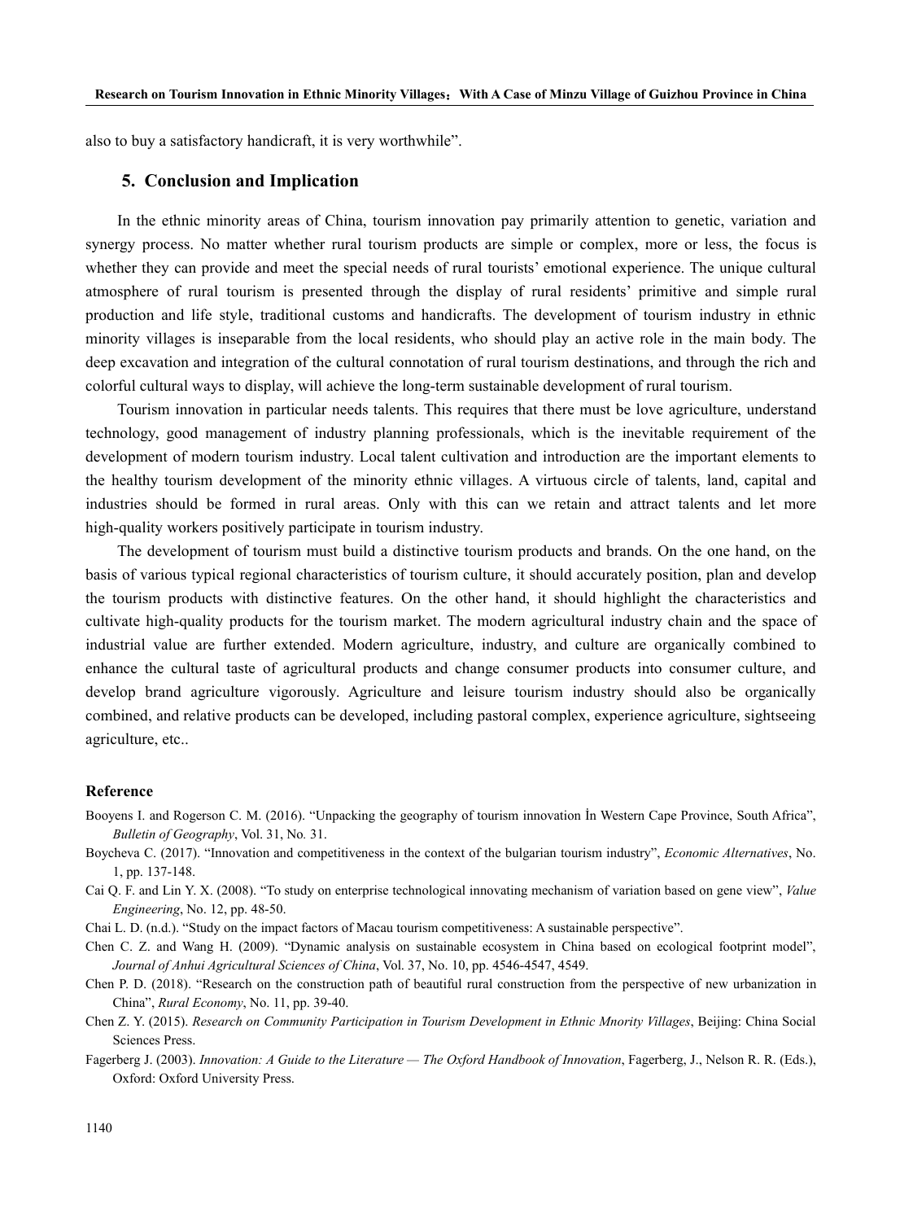also to buy a satisfactory handicraft, it is very worthwhile".

## 5. Conclusion and Implication

In the ethnic minority areas of China, tourism innovation pay primarily attention to genetic, variation and synergy process. No matter whether rural tourism products are simple or complex, more or less, the focus is whether they can provide and meet the special needs of rural tourists' emotional experience. The unique cultural atmosphere of rural tourism is presented through the display of rural residents' primitive and simple rural production and life style, traditional customs and handicrafts. The development of tourism industry in ethnic minority villages is inseparable from the local residents, who should play an active role in the main body. The deep excavation and integration of the cultural connotation of rural tourism destinations, and through the rich and colorful cultural ways to display, will achieve the long-term sustainable development of rural tourism.

Tourism innovation in particular needs talents. This requires that there must be love agriculture, understand technology, good management of industry planning professionals, which is the inevitable requirement of the development of modern tourism industry. Local talent cultivation and introduction are the important elements to the healthy tourism development of the minority ethnic villages. A virtuous circle of talents, land, capital and industries should be formed in rural areas. Only with this can we retain and attract talents and let more high-quality workers positively participate in tourism industry.

The development of tourism must build a distinctive tourism products and brands. On the one hand, on the basis of various typical regional characteristics of tourism culture, it should accurately position, plan and develop the tourism products with distinctive features. On the other hand, it should highlight the characteristics and cultivate high-quality products for the tourism market. The modern agricultural industry chain and the space of industrial value are further extended. Modern agriculture, industry, and culture are organically combined to enhance the cultural taste of agricultural products and change consumer products into consumer culture, and develop brand agriculture vigorously. Agriculture and leisure tourism industry should also be organically combined, and relative products can be developed, including pastoral complex, experience agriculture, sightseeing agriculture, etc..

### Reference

Booyens I. and Rogerson C. M. (2016). "Unpacking the geography of tourism innovation İn Western Cape Province, South Africa", *Bulletin of Geography*, Vol. 31, No. 31.

Boycheva C. (2017). "Innovation and competitiveness in the context of the bulgarian tourism industry", *Economic Alternatives*, No. 1, pp. 137-148.

Cai Q. F. and Lin Y. X. (2008). "To study on enterprise technological innovating mechanism of variation based on gene view", *Value Engineering*, No. 12, pp. 48-50.

Chai L. D. (n.d.). "Study on the impact factors of Macau tourism competitiveness: A sustainable perspective".

Chen C. Z. and Wang H. (2009). "Dynamic analysis on sustainable ecosystem in China based on ecological footprint model", *Journal of Anhui Agricultural Sciences of China*, Vol. 37, No. 10, pp. 4546-4547, 4549.

Chen P. D. (2018). "Research on the construction path of beautiful rural construction from the perspective of new urbanization in China", *Rural Economy*, No. 11, pp. 39-40.

Chen Z. Y. (2015). *Research on Community Participation in Tourism Development in Ethnic Mnority Villages*, Beijing: China Social Sciences Press.

Fagerberg J. (2003). *Innovation: A Guide to the Literature — The Oxford Handbook of Innovation*, Fagerberg, J., Nelson R. R. (Eds.), Oxford: Oxford University Press.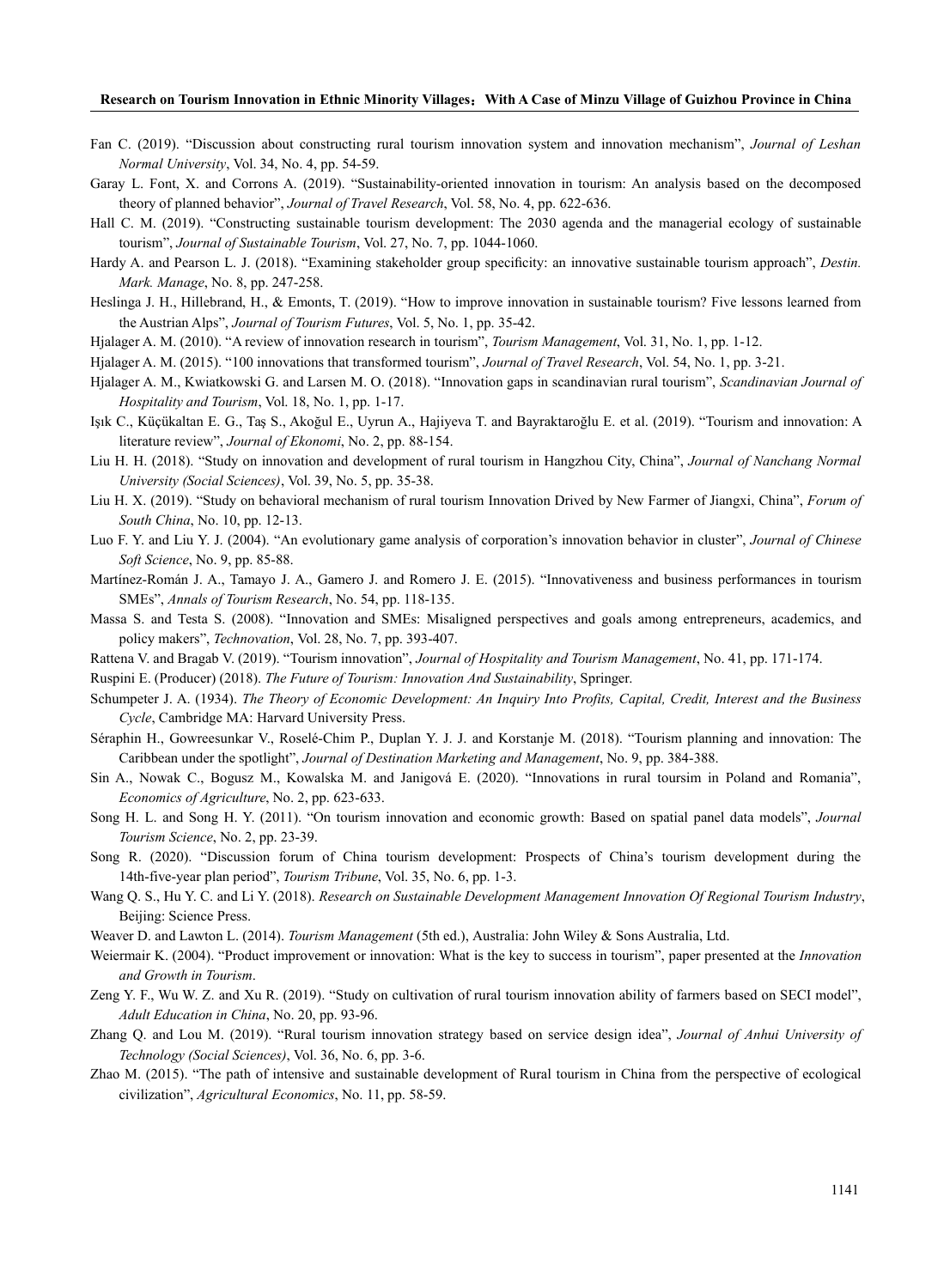Fan C. (2019). "Discussion about constructing rural tourism innovation system and innovation mechanism", *Journal of Leshan Normal University*, Vol. 34, No. 4, pp. 54-59.

Garay L. Font, X. and Corrons A. (2019). "Sustainability-oriented innovation in tourism: An analysis based on the decomposed theory of planned behavior", *Journal of Travel Research*, Vol. 58, No. 4, pp. 622-636.

Hall C. M. (2019). "Constructing sustainable tourism development: The 2030 agenda and the managerial ecology of sustainable tourism", *Journal of Sustainable Tourism*, Vol. 27, No. 7, pp. 1044-1060.

Hardy A. and Pearson L. J. (2018). "Examining stakeholder group specificity: an innovative sustainable tourism approach", *Destin. Mark. Manage*, No. 8, pp. 247-258.

Heslinga J. H., Hillebrand, H., & Emonts, T. (2019). "How to improve innovation in sustainable tourism? Five lessons learned from the Austrian Alps", *Journal of Tourism Futures*, Vol. 5, No. 1, pp. 35-42.

Hjalager A. M. (2010). "A review of innovation research in tourism", *Tourism Management*, Vol. 31, No. 1, pp. 1-12.

Hjalager A. M. (2015). "100 innovations that transformed tourism", *Journal of Travel Research*, Vol. 54, No. 1, pp. 3-21.

Hjalager A. M., Kwiatkowski G. and Larsen M. O. (2018). "Innovation gaps in scandinavian rural tourism", *Scandinavian Journal of Hospitality and Tourism*, Vol. 18, No. 1, pp. 1-17.

Işık C., Küçükaltan E. G., Taş S., Akoğul E., Uyrun A., Hajiyeva T. and Bayraktaroğlu E. et al. (2019). "Tourism and innovation: A literature review", *Journal of Ekonomi*, No. 2, pp. 88-154.

Liu H. H. (2018). "Study on innovation and development of rural tourism in Hangzhou City, China", *Journal of Nanchang Normal University (Social Sciences)*, Vol. 39, No. 5, pp. 35-38.

Liu H. X. (2019). "Study on behavioral mechanism of rural tourism Innovation Drived by New Farmer of Jiangxi, China", *Forum of South China*, No. 10, pp. 12-13.

Luo F. Y. and Liu Y. J. (2004). "An evolutionary game analysis of corporation's innovation behavior in cluster", *Journal of Chinese Soft Science*, No. 9, pp. 85-88.

Martínez-Román J. A., Tamayo J. A., Gamero J. and Romero J. E. (2015). "Innovativeness and business performances in tourism SMEs", *Annals of Tourism Research*, No. 54, pp. 118-135.

Massa S. and Testa S. (2008). "Innovation and SMEs: Misaligned perspectives and goals among entrepreneurs, academics, and policy makers", *Technovation*, Vol. 28, No. 7, pp. 393-407.

Rattena V. and Bragab V. (2019). "Tourism innovation", *Journal of Hospitality and Tourism Management*, No. 41, pp. 171-174.

Ruspini E. (Producer) (2018). *The Future of Tourism: Innovation And Sustainability*, Springer.

Schumpeter J. A. (1934). *The Theory of Economic Development: An Inquiry Into Profits, Capital, Credit, Interest and the Business Cycle*, Cambridge MA: Harvard University Press.

Séraphin H., Gowreesunkar V., Roselé-Chim P., Duplan Y. J. J. and Korstanje M. (2018). "Tourism planning and innovation: The Caribbean under the spotlight", *Journal of Destination Marketing and Management*, No. 9, pp. 384-388.

Sin A., Nowak C., Bogusz M., Kowalska M. and Janigová E. (2020). "Innovations in rural toursim in Poland and Romania", *Economics of Agriculture*, No. 2, pp. 623-633.

Song H. L. and Song H. Y. (2011). "On tourism innovation and economic growth: Based on spatial panel data models", *Journal Tourism Science*, No. 2, pp. 23-39.

Song R. (2020). "Discussion forum of China tourism development: Prospects of China's tourism development during the 14th-five-year plan period", *Tourism Tribune*, Vol. 35, No. 6, pp. 1-3.

Wang Q. S., Hu Y. C. and Li Y. (2018). *Research on Sustainable Development Management Innovation Of Regional Tourism Industry*, Beijing: Science Press.

Weaver D. and Lawton L. (2014). *Tourism Management* (5th ed.), Australia: John Wiley & Sons Australia, Ltd.

Weiermair K. (2004). "Product improvement or innovation: What is the key to success in tourism", paper presented at the *Innovation and Growth in Tourism*.

Zeng Y. F., Wu W. Z. and Xu R. (2019). "Study on cultivation of rural tourism innovation ability of farmers based on SECI model", *Adult Education in China*, No. 20, pp. 93-96.

Zhang Q. and Lou M. (2019). "Rural tourism innovation strategy based on service design idea", *Journal of Anhui University of Technology (Social Sciences)*, Vol. 36, No. 6, pp. 3-6.

Zhao M. (2015). "The path of intensive and sustainable development of Rural tourism in China from the perspective of ecological civilization", *Agricultural Economics*, No. 11, pp. 58-59.